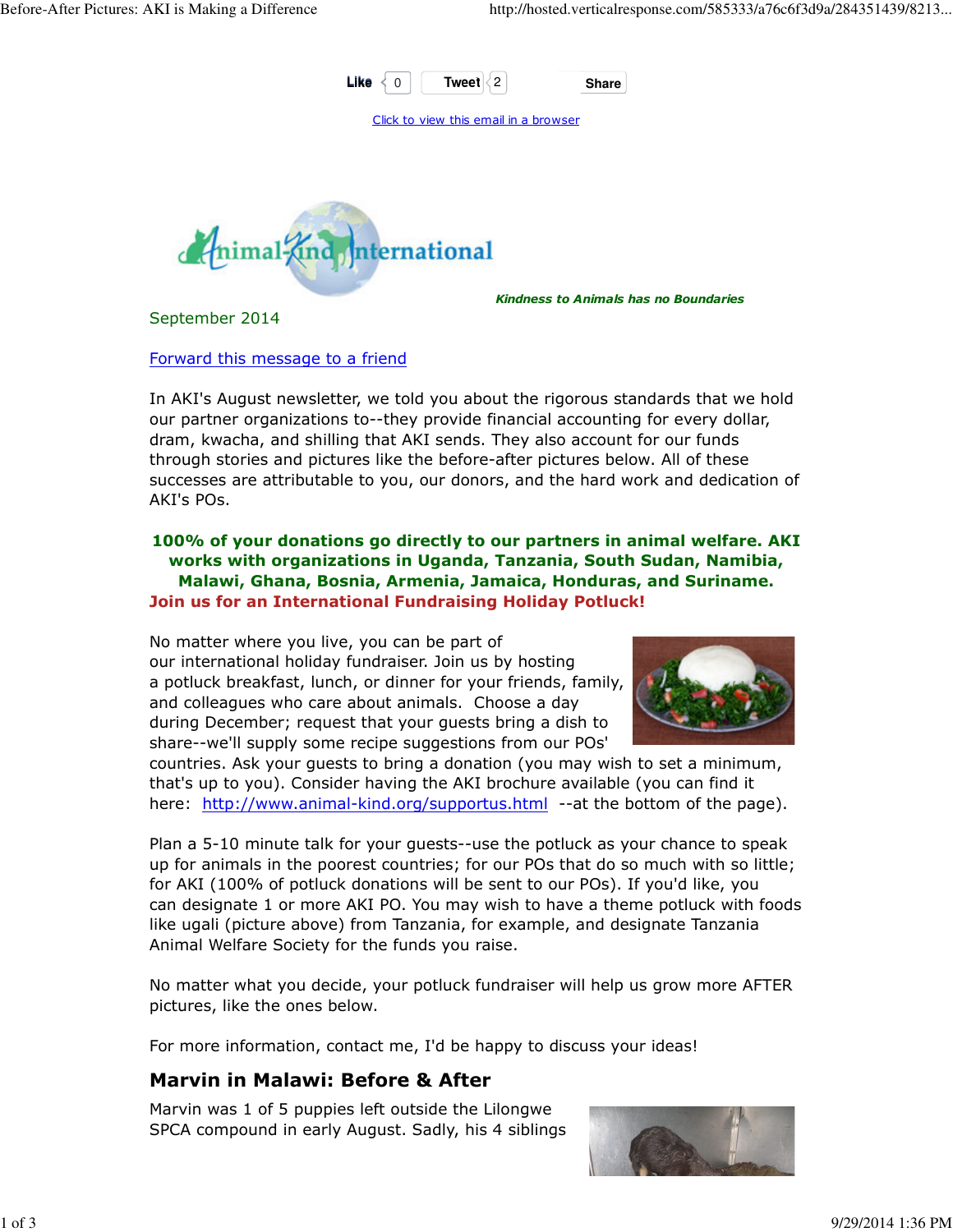Like 0 Tweet 2 Share

Click to view this email in a browser

Animal Kind International

*Kindness to Animals has no Boundaries*

September 2014

Forward this message to a friend

In AKI's August newsletter, we told you about the rigorous standards that we hold our partner organizations to--they provide financial accounting for every dollar, dram, kwacha, and shilling that AKI sends. They also account for our funds through stories and pictures like the before-after pictures below. All of these successes are attributable to you, our donors, and the hard work and dedication of AKI's POs.

**100% of your donations go directly to our partners in animal welfare. AKI works with organizations in Uganda, Tanzania, South Sudan, Namibia, Malawi, Ghana, Bosnia, Armenia, Jamaica, Honduras, and Suriname.**

**Join us for an International Fundraising Holiday Potluck!**

No matter where you live, you can be part of our international holiday fundraiser. Join us by hosting a potluck breakfast, lunch, or dinner for your friends, family, and colleagues who care about animals. Choose a day during December; request that your guests bring a dish to share--we'll supply some recipe suggestions from our POs' countries. Ask your guests to bring a donation (you may wish to set a minimum, that's up to you). Consider having the AKI brochure available (you can find it here: http://www.animal-kind.org/supportus.html --at the bottom of the page).

Plan a 5-10 minute talk for your guests--use the potluck as your chance to speak up for animals in the poorest countries; for our POs that do so much with so little; for AKI (100% of potluck donations will be sent to our POs). If you'd like, you can designate 1 or more AKI PO. You may wish to have a theme potluck with foods like ugali (picture above) from Tanzania, for example, and designate Tanzania Animal Welfare Society for the funds you raise.

No matter what you decide, your potluck fundraiser will help us grow more AFTER pictures, like the ones below.

For more information, contact me, I'd be happy to discuss your ideas!

## Marvin in Malawi: Before & After

Marvin was 1 of 5 puppies left outside the Lilongwe SPCA compound in early August. Sadly, his 4 siblings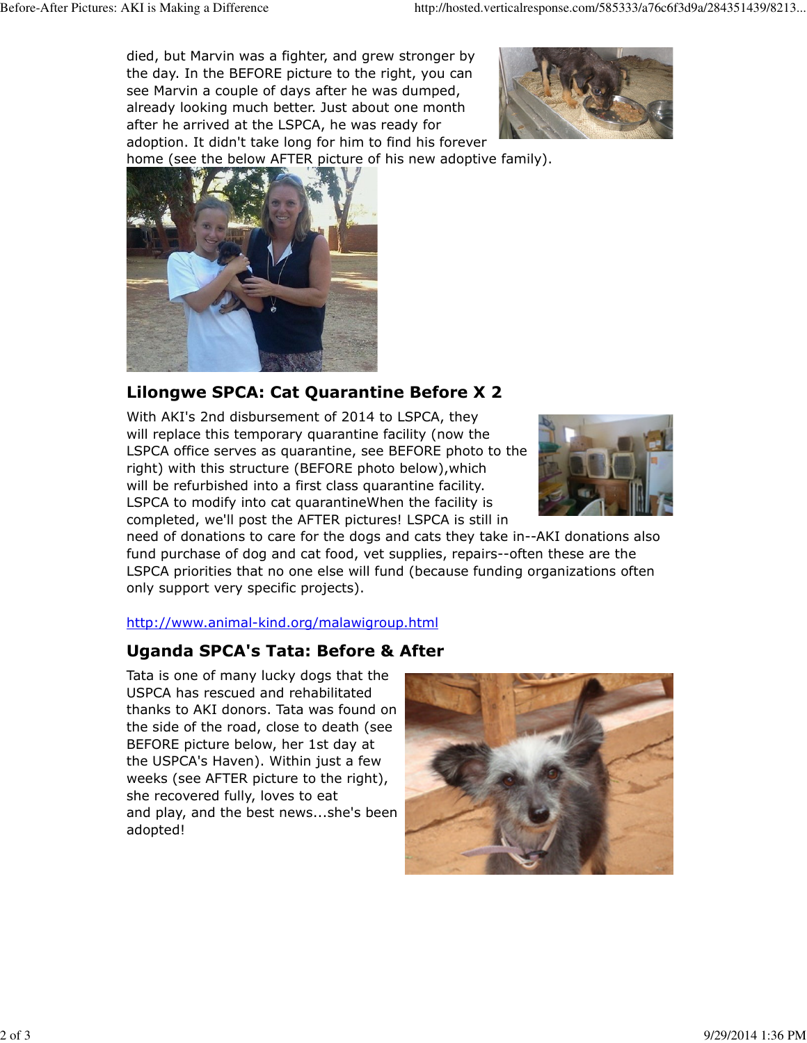died, but Marvin was a fighter, and grew stronger by the day. In the BEFORE picture to the right, you can see Marvin a couple of days after he was dumped, already looking much better. Just about one month after he arrived at the LSPCA, he was ready for adoption. It didn't take long for him to find his forever home (see the below AFTER picture of his new adoptive family).

## Lilongwe SPCA: Cat Quarantine Before X 2

With AKI's 2nd disbursement of 2014 to LSPCA, they will replace this temporary quarantine facility (now the LSPCA office serves as quarantine, see BEFORE photo to the right) with this structure (BEFORE photo below),which will be refurbished into a first class quarantine facility. LSPCA to modify into cat quarantineWhen the facility is completed, we'll post the AFTER pictures! LSPCA is still in need of donations to care for the dogs and cats they take in--AKI donations also fund purchase of dog and cat food, vet supplies, repairs--often these are the LSPCA priorities that no one else will fund (because funding organizations often only support very specific projects).

http://www.animal-kind.org/malawigroup.html

## Uganda SPCA's Tata: Before & After

Tata is one of many lucky dogs that the USPCA has rescued and rehabilitated thanks to AKI donors. Tata was found on the side of the road, close to death (see BEFORE picture below, her 1st day at the USPCA's Haven). Within just a few weeks (see AFTER picture to the right), she recovered fully, loves to eat and play, and the best news...she's been adopted!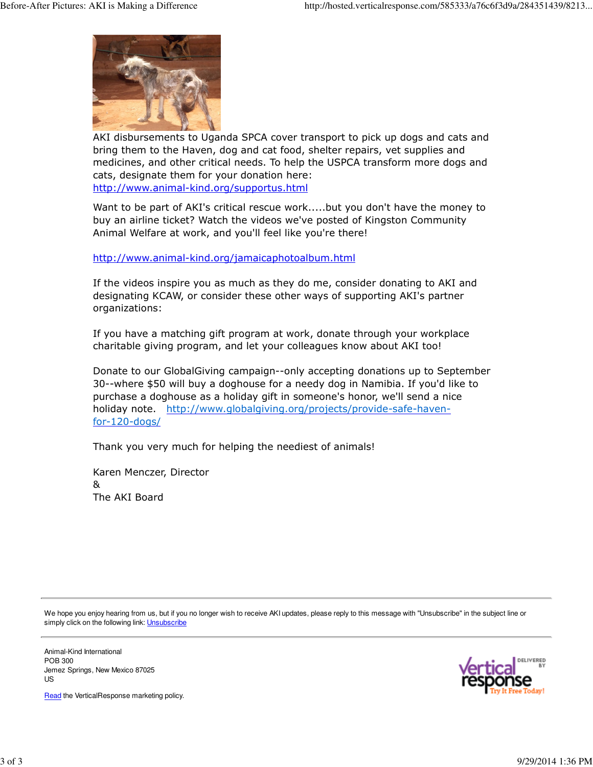AKI disbursements to Uganda SPCA cover transport to pick up dogs and cats and bring them to the Haven, dog and cat food, shelter repairs, vet supplies and medicines, and other critical needs. To help the USPCA transform more dogs and cats, designate them for your donation here: http://www.animal-kind.org/supportus.html

Want to be part of AKI's critical rescue work.....but you don't have the money to buy an airline ticket? Watch the videos we've posted of Kingston Community Animal Welfare at work, and you'll feel like you're there!

http://www.animal-kind.org/jamaicaphotoalbum.html

If the videos inspire you as much as they do me, consider donating to AKI and designating KCAW, or consider these other ways of supporting AKI's partner organizations:

If you have a matching gift program at work, donate through your workplace charitable giving program, and let your colleagues know about AKI too!

Donate to our GlobalGiving campaign--only accepting donations up to September 30--where $50 will buy a doghouse for a needy dog in Namibia. If you'd like to purchase a doghouse as a holiday gift in someone's honor, we'll send a nice holiday note. http://www.globalgiving.org/projects/provide-safe-haven-for-120-dogs/

Thank you very much for helping the neediest of animals!

Karen Menczer, Director
&
The AKI Board

---

We hope you enjoy hearing from us, but if you no longer wish to receive AKI updates, please reply to this message with "Unsubscribe" in the subject line or simply click on the following link: Unsubscribe

---

Animal-Kind International
POB 300
Jemez Springs, New Mexico 87025
US

Read the VerticalResponse marketing policy.

Vertical response DELIVERED BY Try It Free Today!